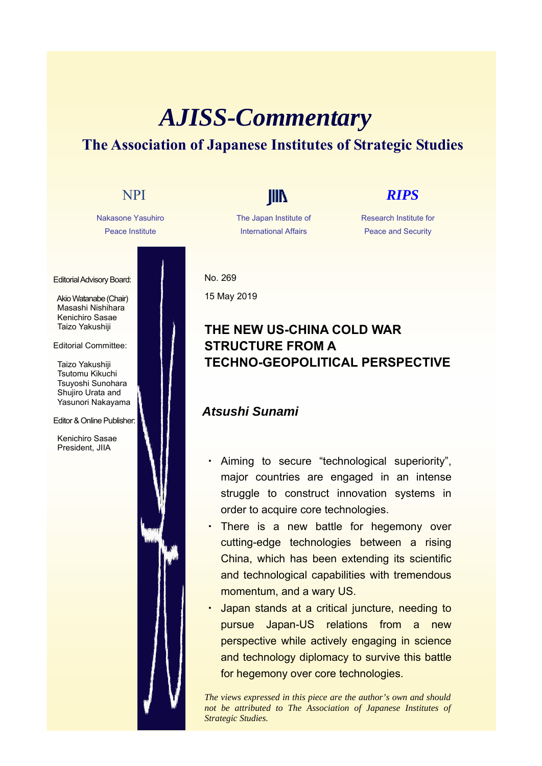# AJISS-Commentary

## The Association of Japanese Institutes of Strategic Studies

NPI — Nakasone Yasuhiro Peace Institute

JIIA — The Japan Institute of International Affairs

RIPS — Research Institute for Peace and Security

Editorial Advisory Board:

Akio Watanabe (Chair)
Masashi Nishihara
Kenichiro Sasae
Taizo Yakushiji

Editorial Committee:

Taizo Yakushiji
Tsutomu Kikuchi
Tsuyoshi Sunohara
Shujiro Urata and
Yasunori Nakayama

Editor & Online Publisher:

Kenichiro Sasae
President, JIIA

No. 269

15 May 2019

## THE NEW US-CHINA COLD WAR STRUCTURE FROM A TECHNO-GEOPOLITICAL PERSPECTIVE

***Atsushi Sunami***

- Aiming to secure "technological superiority", major countries are engaged in an intense struggle to construct innovation systems in order to acquire core technologies.
- There is a new battle for hegemony over cutting-edge technologies between a rising China, which has been extending its scientific and technological capabilities with tremendous momentum, and a wary US.
- Japan stands at a critical juncture, needing to pursue Japan-US relations from a new perspective while actively engaging in science and technology diplomacy to survive this battle for hegemony over core technologies.

*The views expressed in this piece are the author's own and should not be attributed to The Association of Japanese Institutes of Strategic Studies.*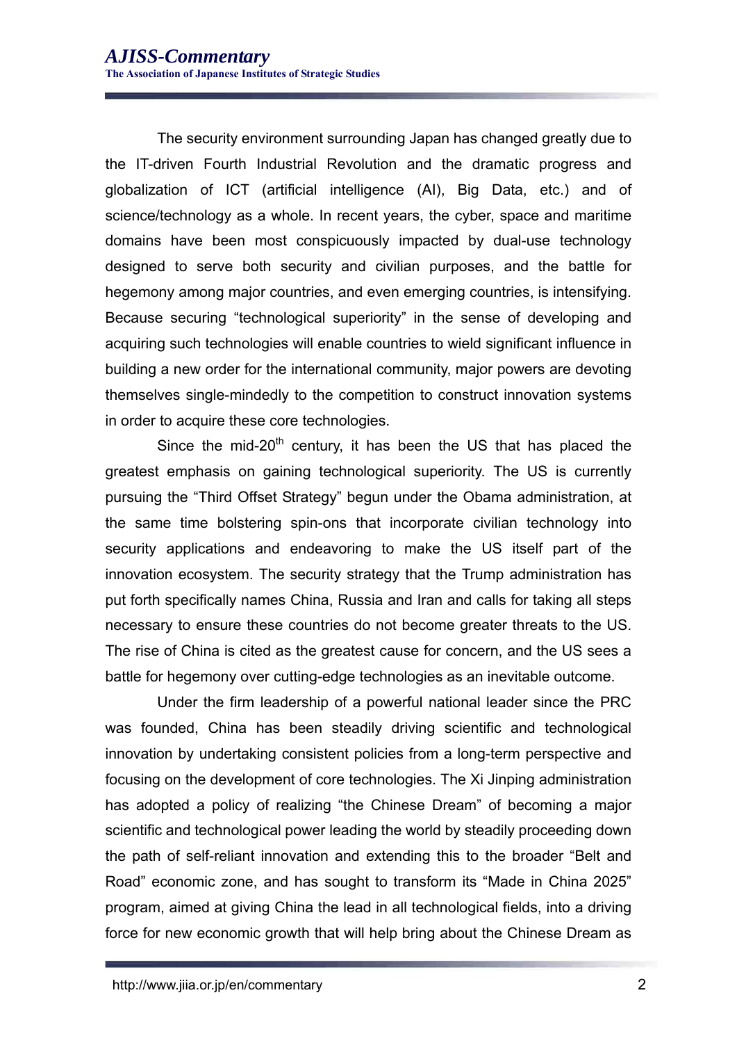The security environment surrounding Japan has changed greatly due to the IT-driven Fourth Industrial Revolution and the dramatic progress and globalization of ICT (artificial intelligence (AI), Big Data, etc.) and of science/technology as a whole. In recent years, the cyber, space and maritime domains have been most conspicuously impacted by dual-use technology designed to serve both security and civilian purposes, and the battle for hegemony among major countries, and even emerging countries, is intensifying. Because securing “technological superiority” in the sense of developing and acquiring such technologies will enable countries to wield significant influence in building a new order for the international community, major powers are devoting themselves single-mindedly to the competition to construct innovation systems in order to acquire these core technologies.

Since the mid-20th century, it has been the US that has placed the greatest emphasis on gaining technological superiority. The US is currently pursuing the “Third Offset Strategy” begun under the Obama administration, at the same time bolstering spin-ons that incorporate civilian technology into security applications and endeavoring to make the US itself part of the innovation ecosystem. The security strategy that the Trump administration has put forth specifically names China, Russia and Iran and calls for taking all steps necessary to ensure these countries do not become greater threats to the US. The rise of China is cited as the greatest cause for concern, and the US sees a battle for hegemony over cutting-edge technologies as an inevitable outcome.

Under the firm leadership of a powerful national leader since the PRC was founded, China has been steadily driving scientific and technological innovation by undertaking consistent policies from a long-term perspective and focusing on the development of core technologies. The Xi Jinping administration has adopted a policy of realizing “the Chinese Dream” of becoming a major scientific and technological power leading the world by steadily proceeding down the path of self-reliant innovation and extending this to the broader “Belt and Road” economic zone, and has sought to transform its “Made in China 2025” program, aimed at giving China the lead in all technological fields, into a driving force for new economic growth that will help bring about the Chinese Dream as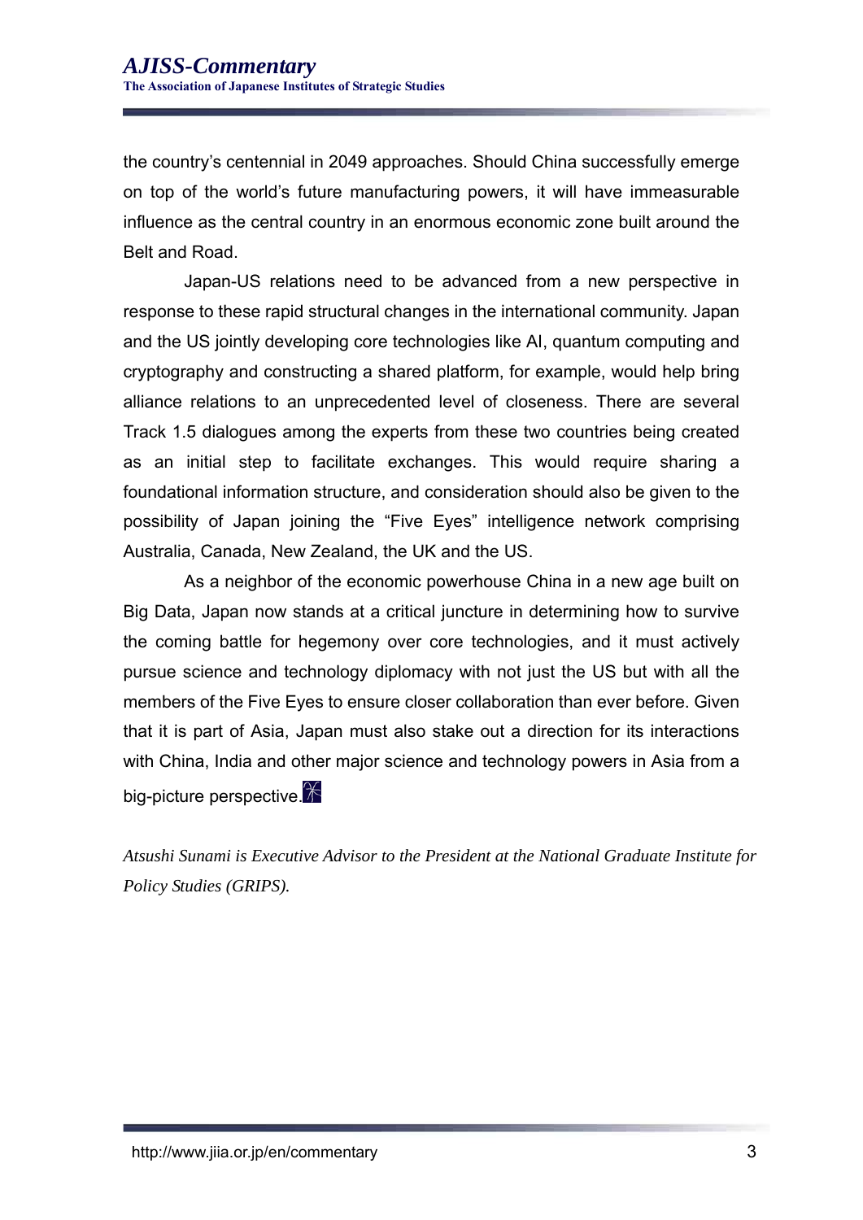the country's centennial in 2049 approaches. Should China successfully emerge on top of the world's future manufacturing powers, it will have immeasurable influence as the central country in an enormous economic zone built around the Belt and Road.

Japan-US relations need to be advanced from a new perspective in response to these rapid structural changes in the international community. Japan and the US jointly developing core technologies like AI, quantum computing and cryptography and constructing a shared platform, for example, would help bring alliance relations to an unprecedented level of closeness. There are several Track 1.5 dialogues among the experts from these two countries being created as an initial step to facilitate exchanges. This would require sharing a foundational information structure, and consideration should also be given to the possibility of Japan joining the "Five Eyes" intelligence network comprising Australia, Canada, New Zealand, the UK and the US.

As a neighbor of the economic powerhouse China in a new age built on Big Data, Japan now stands at a critical juncture in determining how to survive the coming battle for hegemony over core technologies, and it must actively pursue science and technology diplomacy with not just the US but with all the members of the Five Eyes to ensure closer collaboration than ever before. Given that it is part of Asia, Japan must also stake out a direction for its interactions with China, India and other major science and technology powers in Asia from a big-picture perspective.

*Atsushi Sunami is Executive Advisor to the President at the National Graduate Institute for Policy Studies (GRIPS).*